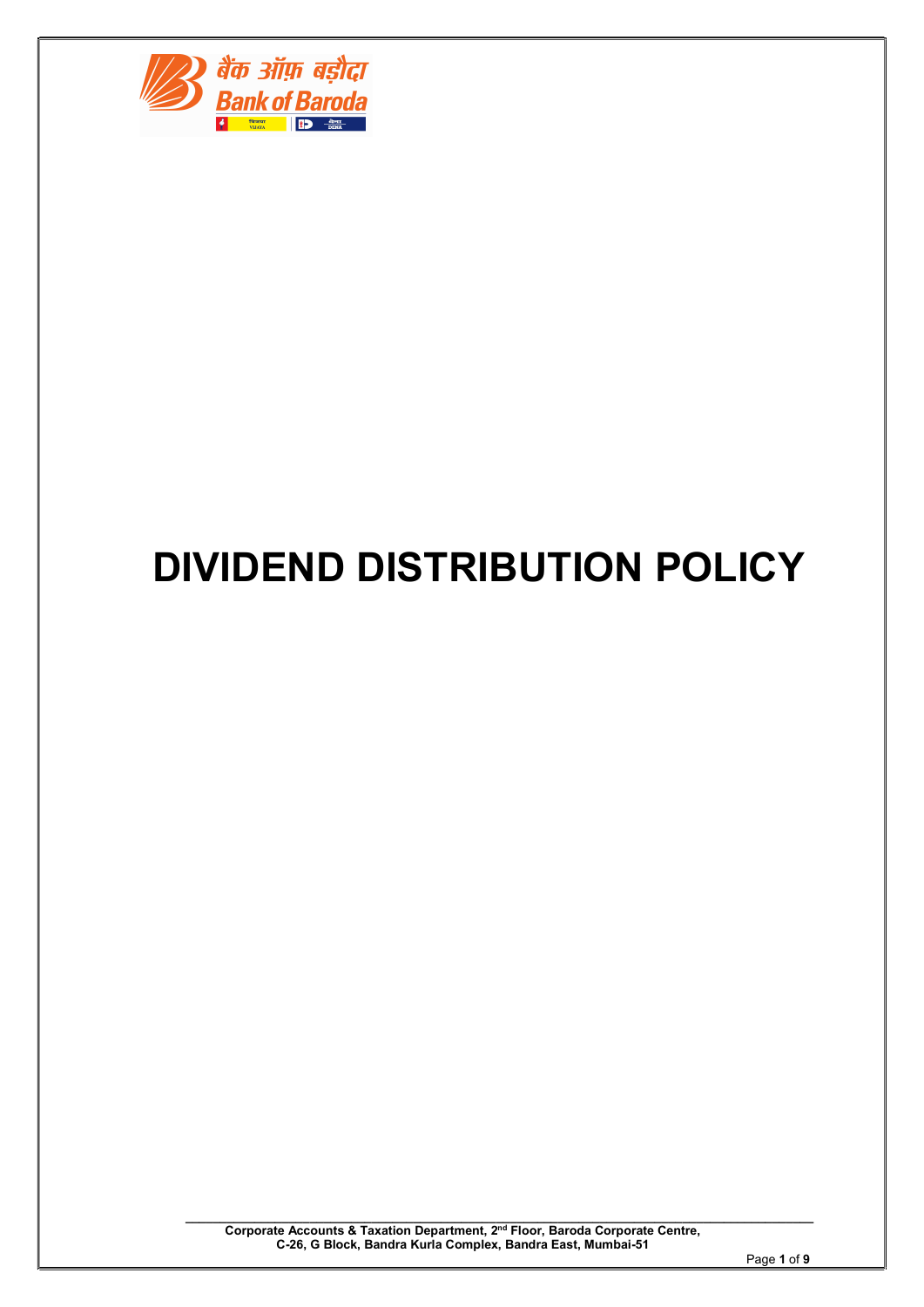# DIVIDEND DISTRIBUTION POLICY

Corporate Accounts & Taxation Department, 2nd Floor, Baroda Corporate Centre, C-26, G Block, Bandra Kurla Complex, Bandra East, Mumbai-51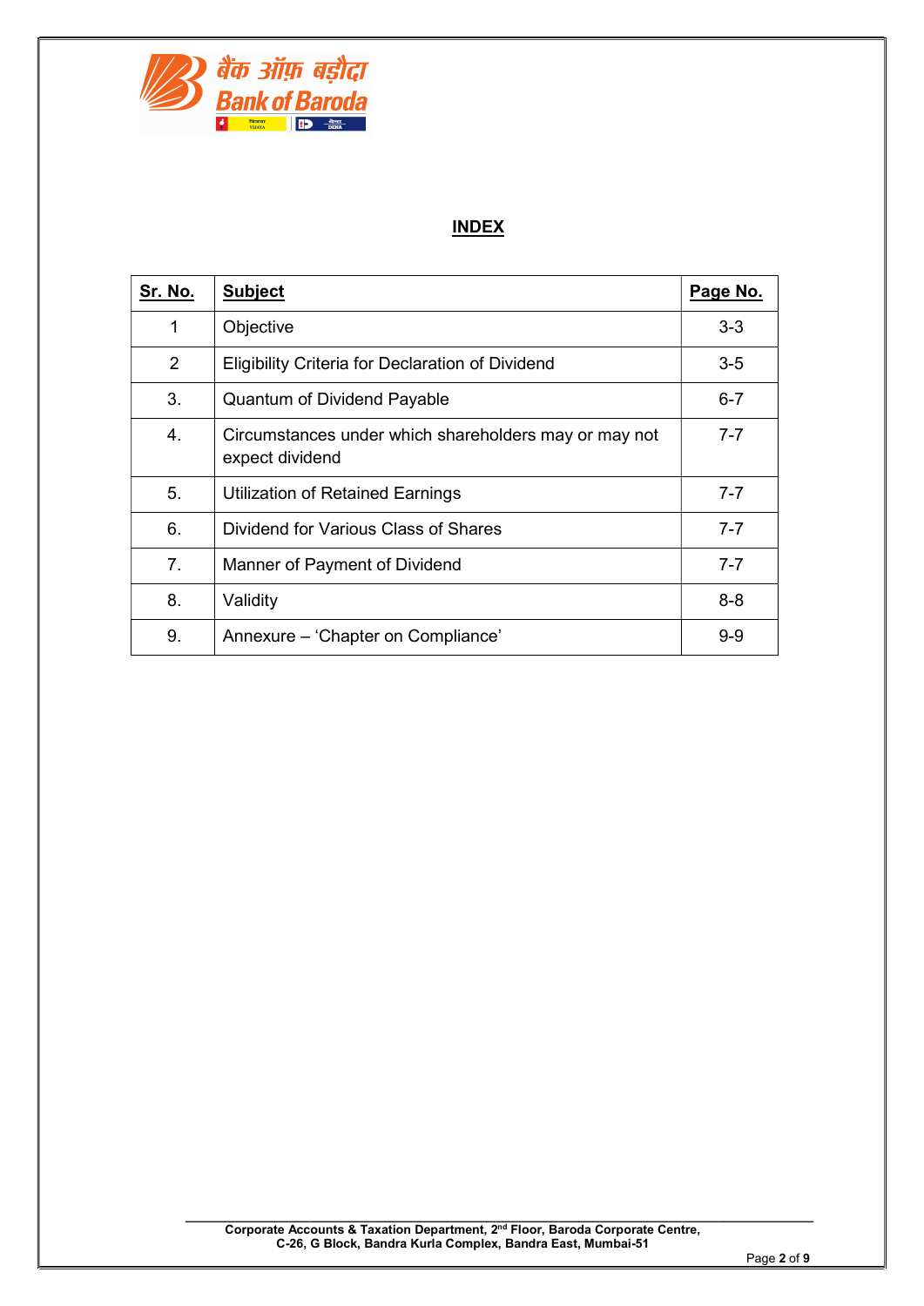## INDEX

| Sr. No. | Subject | Page No. |
|---|---|---|
| 1 | Objective | 3-3 |
| 2 | Eligibility Criteria for Declaration of Dividend | 3-5 |
| 3. | Quantum of Dividend Payable | 6-7 |
| 4. | Circumstances under which shareholders may or may not expect dividend | 7-7 |
| 5. | Utilization of Retained Earnings | 7-7 |
| 6. | Dividend for Various Class of Shares | 7-7 |
| 7. | Manner of Payment of Dividend | 7-7 |
| 8. | Validity | 8-8 |
| 9. | Annexure – 'Chapter on Compliance' | 9-9 |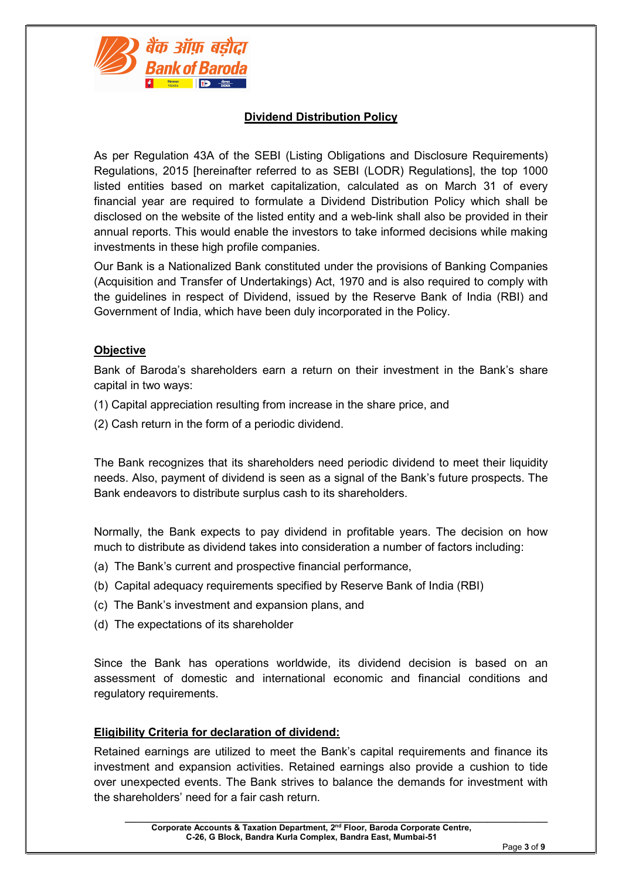## Dividend Distribution Policy

As per Regulation 43A of the SEBI (Listing Obligations and Disclosure Requirements) Regulations, 2015 [hereinafter referred to as SEBI (LODR) Regulations], the top 1000 listed entities based on market capitalization, calculated as on March 31 of every financial year are required to formulate a Dividend Distribution Policy which shall be disclosed on the website of the listed entity and a web-link shall also be provided in their annual reports. This would enable the investors to take informed decisions while making investments in these high profile companies.

Our Bank is a Nationalized Bank constituted under the provisions of Banking Companies (Acquisition and Transfer of Undertakings) Act, 1970 and is also required to comply with the guidelines in respect of Dividend, issued by the Reserve Bank of India (RBI) and Government of India, which have been duly incorporated in the Policy.

### Objective

Bank of Baroda's shareholders earn a return on their investment in the Bank's share capital in two ways:

(1) Capital appreciation resulting from increase in the share price, and

(2) Cash return in the form of a periodic dividend.

The Bank recognizes that its shareholders need periodic dividend to meet their liquidity needs. Also, payment of dividend is seen as a signal of the Bank's future prospects. The Bank endeavors to distribute surplus cash to its shareholders.

Normally, the Bank expects to pay dividend in profitable years. The decision on how much to distribute as dividend takes into consideration a number of factors including:

(a) The Bank's current and prospective financial performance,

(b) Capital adequacy requirements specified by Reserve Bank of India (RBI)

(c) The Bank's investment and expansion plans, and

(d) The expectations of its shareholder

Since the Bank has operations worldwide, its dividend decision is based on an assessment of domestic and international economic and financial conditions and regulatory requirements.

### Eligibility Criteria for declaration of dividend:

Retained earnings are utilized to meet the Bank's capital requirements and finance its investment and expansion activities. Retained earnings also provide a cushion to tide over unexpected events. The Bank strives to balance the demands for investment with the shareholders' need for a fair cash return.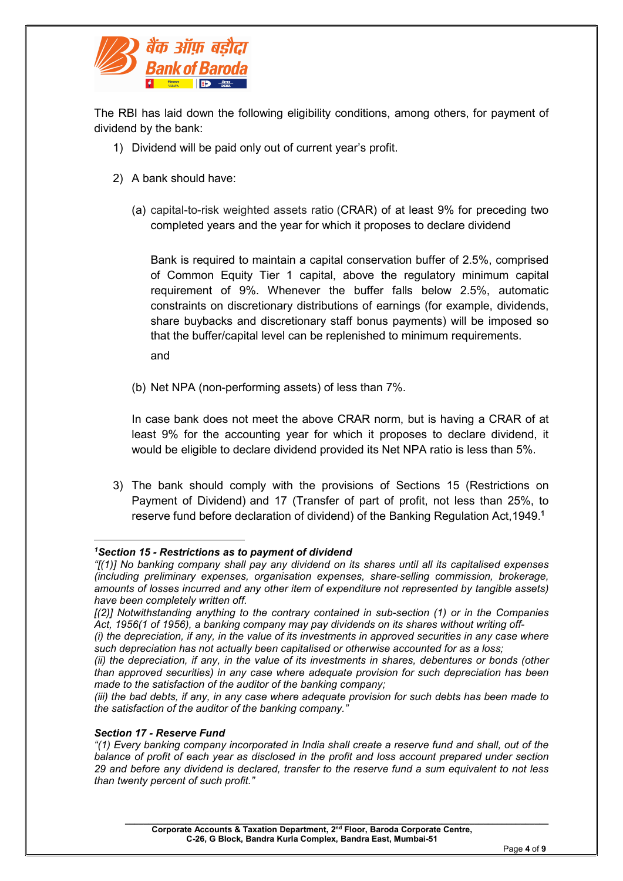The RBI has laid down the following eligibility conditions, among others, for payment of dividend by the bank:

1) Dividend will be paid only out of current year's profit.

2) A bank should have:

   (a) capital-to-risk weighted assets ratio (CRAR) of at least 9% for preceding two completed years and the year for which it proposes to declare dividend

   Bank is required to maintain a capital conservation buffer of 2.5%, comprised of Common Equity Tier 1 capital, above the regulatory minimum capital requirement of 9%. Whenever the buffer falls below 2.5%, automatic constraints on discretionary distributions of earnings (for example, dividends, share buybacks and discretionary staff bonus payments) will be imposed so that the buffer/capital level can be replenished to minimum requirements.

   and

   (b) Net NPA (non-performing assets) of less than 7%.

   In case bank does not meet the above CRAR norm, but is having a CRAR of at least 9% for the accounting year for which it proposes to declare dividend, it would be eligible to declare dividend provided its Net NPA ratio is less than 5%.

3) The bank should comply with the provisions of Sections 15 (Restrictions on Payment of Dividend) and 17 (Transfer of part of profit, not less than 25%, to reserve fund before declaration of dividend) of the Banking Regulation Act,1949.[1]

---

[1] ***Section 15 - Restrictions as to payment of dividend***

*"[(1)] No banking company shall pay any dividend on its shares until all its capitalised expenses (including preliminary expenses, organisation expenses, share-selling commission, brokerage, amounts of losses incurred and any other item of expenditure not represented by tangible assets) have been completely written off.*

*[(2)] Notwithstanding anything to the contrary contained in sub-section (1) or in the Companies Act, 1956(1 of 1956), a banking company may pay dividends on its shares without writing off-*

*(i) the depreciation, if any, in the value of its investments in approved securities in any case where such depreciation has not actually been capitalised or otherwise accounted for as a loss;*

*(ii) the depreciation, if any, in the value of its investments in shares, debentures or bonds (other than approved securities) in any case where adequate provision for such depreciation has been made to the satisfaction of the auditor of the banking company;*

*(iii) the bad debts, if any, in any case where adequate provision for such debts has been made to the satisfaction of the auditor of the banking company."*

***Section 17 - Reserve Fund***

*"(1) Every banking company incorporated in India shall create a reserve fund and shall, out of the balance of profit of each year as disclosed in the profit and loss account prepared under section 29 and before any dividend is declared, transfer to the reserve fund a sum equivalent to not less than twenty percent of such profit."*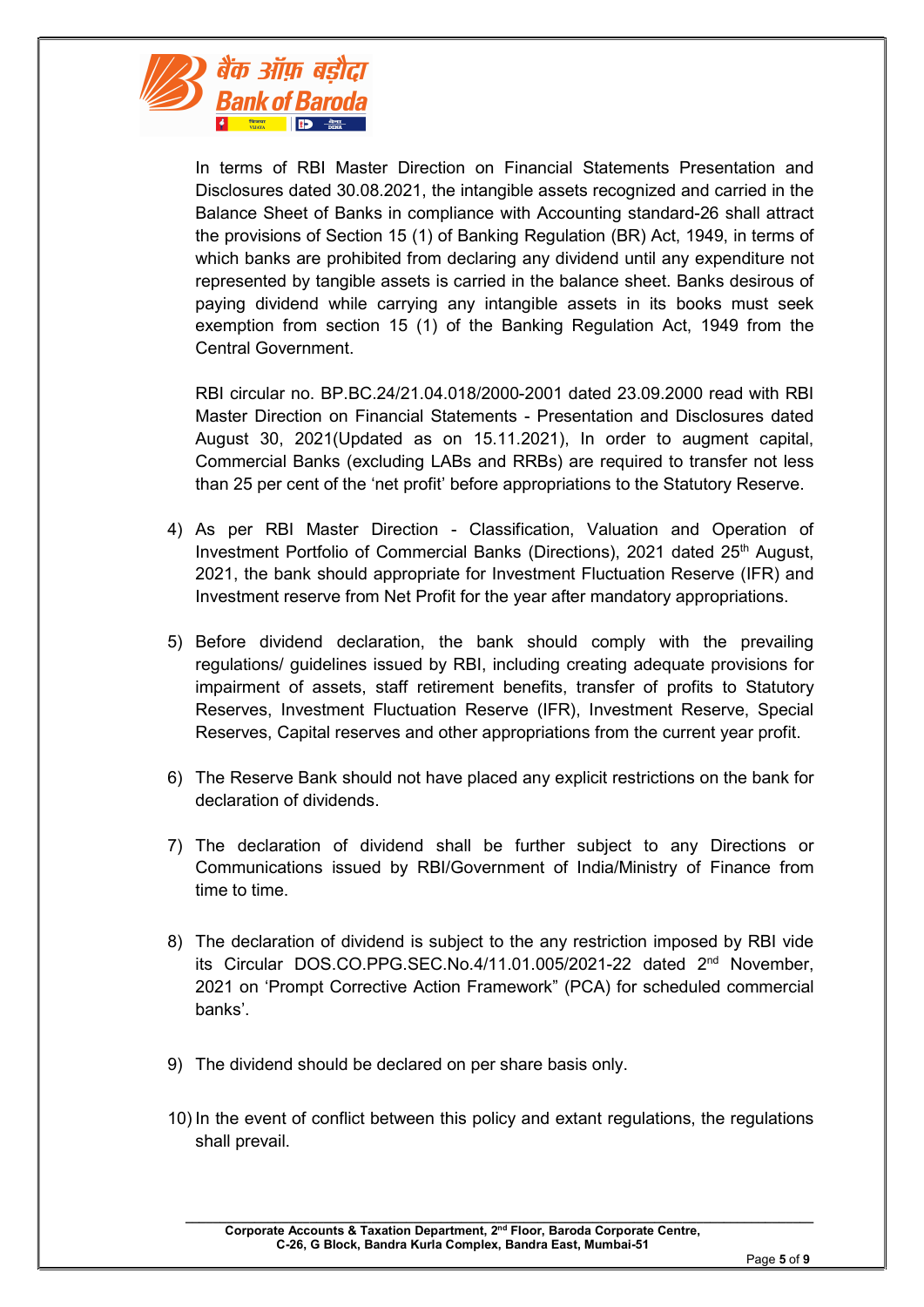In terms of RBI Master Direction on Financial Statements Presentation and Disclosures dated 30.08.2021, the intangible assets recognized and carried in the Balance Sheet of Banks in compliance with Accounting standard-26 shall attract the provisions of Section 15 (1) of Banking Regulation (BR) Act, 1949, in terms of which banks are prohibited from declaring any dividend until any expenditure not represented by tangible assets is carried in the balance sheet. Banks desirous of paying dividend while carrying any intangible assets in its books must seek exemption from section 15 (1) of the Banking Regulation Act, 1949 from the Central Government.

RBI circular no. BP.BC.24/21.04.018/2000-2001 dated 23.09.2000 read with RBI Master Direction on Financial Statements - Presentation and Disclosures dated August 30, 2021(Updated as on 15.11.2021), In order to augment capital, Commercial Banks (excluding LABs and RRBs) are required to transfer not less than 25 per cent of the 'net profit' before appropriations to the Statutory Reserve.

4) As per RBI Master Direction - Classification, Valuation and Operation of Investment Portfolio of Commercial Banks (Directions), 2021 dated 25th August, 2021, the bank should appropriate for Investment Fluctuation Reserve (IFR) and Investment reserve from Net Profit for the year after mandatory appropriations.

5) Before dividend declaration, the bank should comply with the prevailing regulations/ guidelines issued by RBI, including creating adequate provisions for impairment of assets, staff retirement benefits, transfer of profits to Statutory Reserves, Investment Fluctuation Reserve (IFR), Investment Reserve, Special Reserves, Capital reserves and other appropriations from the current year profit.

6) The Reserve Bank should not have placed any explicit restrictions on the bank for declaration of dividends.

7) The declaration of dividend shall be further subject to any Directions or Communications issued by RBI/Government of India/Ministry of Finance from time to time.

8) The declaration of dividend is subject to the any restriction imposed by RBI vide its Circular DOS.CO.PPG.SEC.No.4/11.01.005/2021-22 dated 2nd November, 2021 on 'Prompt Corrective Action Framework" (PCA) for scheduled commercial banks'.

9) The dividend should be declared on per share basis only.

10) In the event of conflict between this policy and extant regulations, the regulations shall prevail.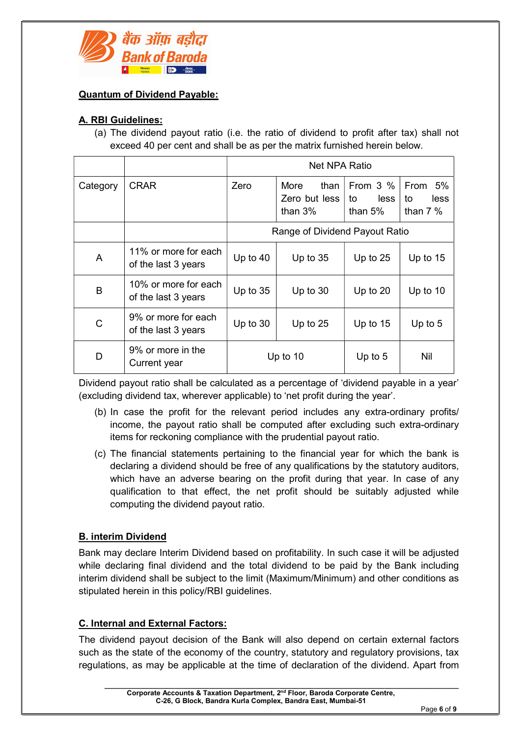## Quantum of Dividend Payable:

### A. RBI Guidelines:

(a) The dividend payout ratio (i.e. the ratio of dividend to profit after tax) shall not exceed 40 per cent and shall be as per the matrix furnished herein below.

| | | Net NPA Ratio | | | |
|---|---|---|---|---|---|
| Category | CRAR | Zero | More than Zero but less than 3% | From 3 % to less than 5% | From 5% to less than 7 % |
| | | Range of Dividend Payout Ratio | | | |
| A | 11% or more for each of the last 3 years | Up to 40 | Up to 35 | Up to 25 | Up to 15 |
| B | 10% or more for each of the last 3 years | Up to 35 | Up to 30 | Up to 20 | Up to 10 |
| C | 9% or more for each of the last 3 years | Up to 30 | Up to 25 | Up to 15 | Up to 5 |
| D | 9% or more in the Current year | Up to 10 | | Up to 5 | Nil |

Dividend payout ratio shall be calculated as a percentage of 'dividend payable in a year' (excluding dividend tax, wherever applicable) to 'net profit during the year'.

(b) In case the profit for the relevant period includes any extra-ordinary profits/ income, the payout ratio shall be computed after excluding such extra-ordinary items for reckoning compliance with the prudential payout ratio.

(c) The financial statements pertaining to the financial year for which the bank is declaring a dividend should be free of any qualifications by the statutory auditors, which have an adverse bearing on the profit during that year. In case of any qualification to that effect, the net profit should be suitably adjusted while computing the dividend payout ratio.

### B. interim Dividend

Bank may declare Interim Dividend based on profitability. In such case it will be adjusted while declaring final dividend and the total dividend to be paid by the Bank including interim dividend shall be subject to the limit (Maximum/Minimum) and other conditions as stipulated herein in this policy/RBI guidelines.

### C. Internal and External Factors:

The dividend payout decision of the Bank will also depend on certain external factors such as the state of the economy of the country, statutory and regulatory provisions, tax regulations, as may be applicable at the time of declaration of the dividend. Apart from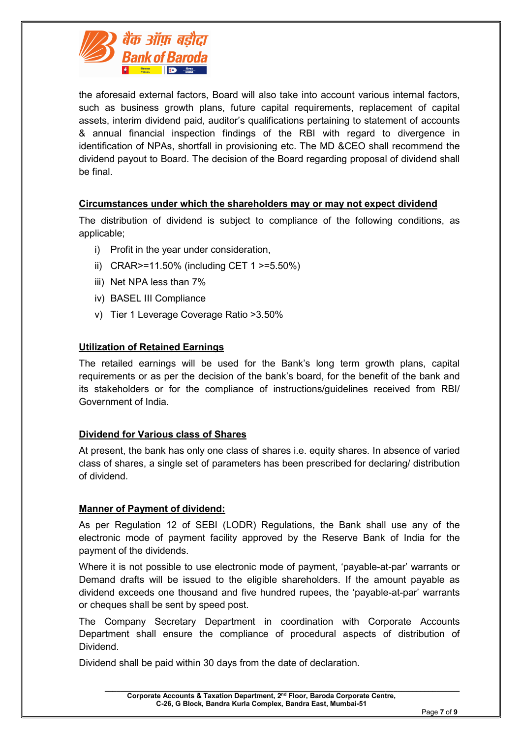the aforesaid external factors, Board will also take into account various internal factors, such as business growth plans, future capital requirements, replacement of capital assets, interim dividend paid, auditor's qualifications pertaining to statement of accounts & annual financial inspection findings of the RBI with regard to divergence in identification of NPAs, shortfall in provisioning etc. The MD &CEO shall recommend the dividend payout to Board. The decision of the Board regarding proposal of dividend shall be final.

## Circumstances under which the shareholders may or may not expect dividend

The distribution of dividend is subject to compliance of the following conditions, as applicable;

i) Profit in the year under consideration,

ii) CRAR>=11.50% (including CET 1 >=5.50%)

iii) Net NPA less than 7%

iv) BASEL III Compliance

v) Tier 1 Leverage Coverage Ratio >3.50%

## Utilization of Retained Earnings

The retailed earnings will be used for the Bank's long term growth plans, capital requirements or as per the decision of the bank's board, for the benefit of the bank and its stakeholders or for the compliance of instructions/guidelines received from RBI/ Government of India.

## Dividend for Various class of Shares

At present, the bank has only one class of shares i.e. equity shares. In absence of varied class of shares, a single set of parameters has been prescribed for declaring/ distribution of dividend.

## Manner of Payment of dividend:

As per Regulation 12 of SEBI (LODR) Regulations, the Bank shall use any of the electronic mode of payment facility approved by the Reserve Bank of India for the payment of the dividends.

Where it is not possible to use electronic mode of payment, 'payable-at-par' warrants or Demand drafts will be issued to the eligible shareholders. If the amount payable as dividend exceeds one thousand and five hundred rupees, the 'payable-at-par' warrants or cheques shall be sent by speed post.

The Company Secretary Department in coordination with Corporate Accounts Department shall ensure the compliance of procedural aspects of distribution of Dividend.

Dividend shall be paid within 30 days from the date of declaration.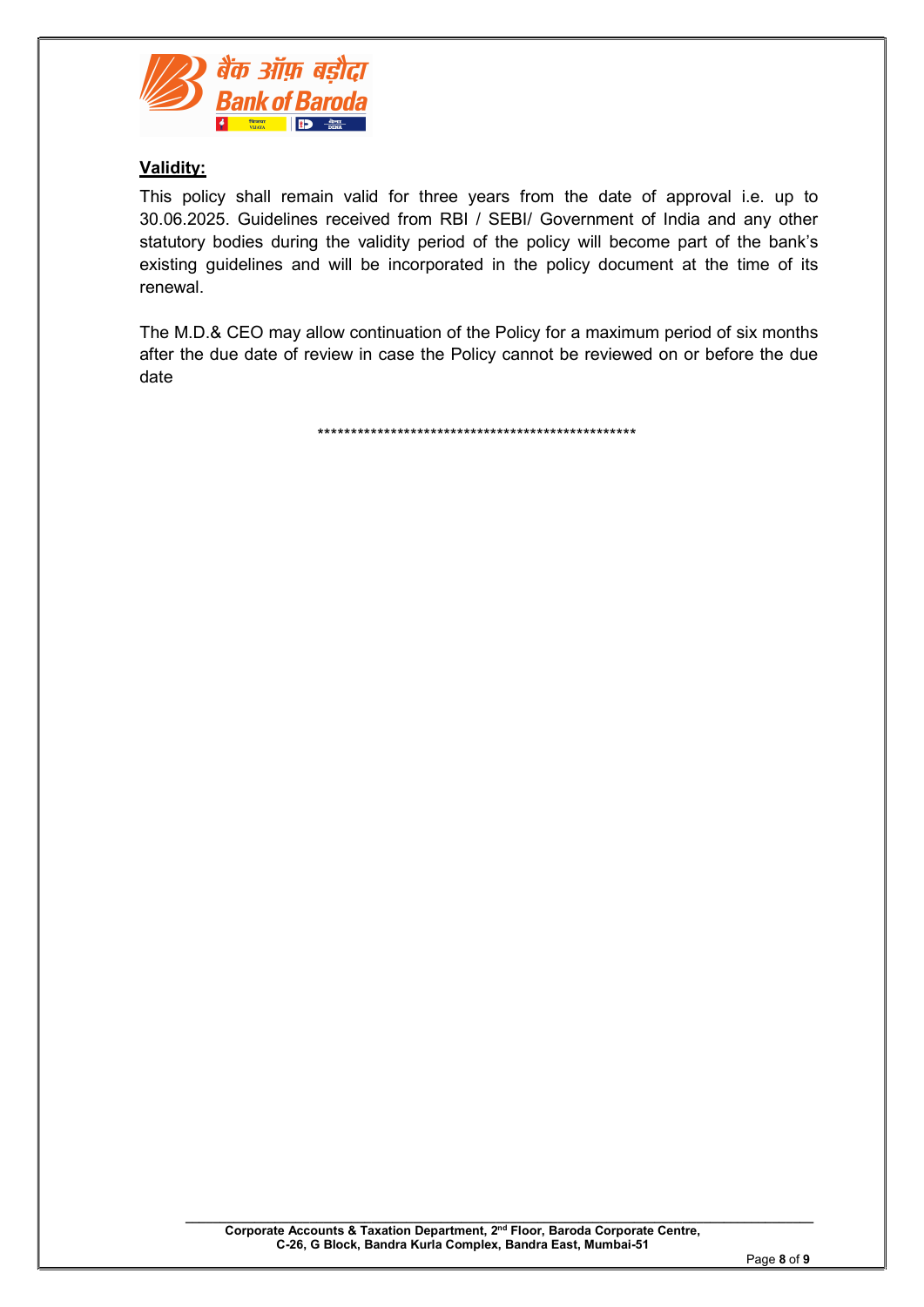**Validity:**

This policy shall remain valid for three years from the date of approval i.e. up to 30.06.2025. Guidelines received from RBI / SEBI/ Government of India and any other statutory bodies during the validity period of the policy will become part of the bank's existing guidelines and will be incorporated in the policy document at the time of its renewal.

The M.D.& CEO may allow continuation of the Policy for a maximum period of six months after the due date of review in case the Policy cannot be reviewed on or before the due date

**************************************************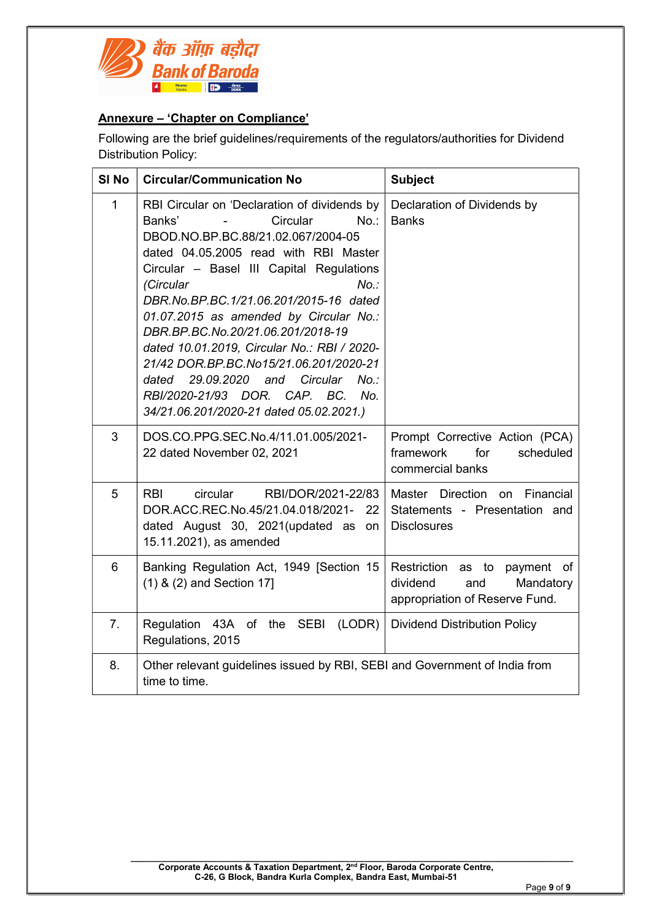## Annexure – 'Chapter on Compliance'

Following are the brief guidelines/requirements of the regulators/authorities for Dividend Distribution Policy:

| Sl No | Circular/Communication No | Subject |
|---|---|---|
| 1 | RBI Circular on 'Declaration of dividends by Banks' - Circular No.: DBOD.NO.BP.BC.88/21.02.067/2004-05 dated 04.05.2005 read with RBI Master Circular – Basel III Capital Regulations *(Circular No.: DBR.No.BP.BC.1/21.06.201/2015-16 dated 01.07.2015 as amended by Circular No.: DBR.BP.BC.No.20/21.06.201/2018-19 dated 10.01.2019, Circular No.: RBI / 2020-21/42 DOR.BP.BC.No15/21.06.201/2020-21 dated 29.09.2020 and Circular No.: RBI/2020-21/93 DOR. CAP. BC. No. 34/21.06.201/2020-21 dated 05.02.2021.)* | Declaration of Dividends by Banks |
| 3 | DOS.CO.PPG.SEC.No.4/11.01.005/2021-22 dated November 02, 2021 | Prompt Corrective Action (PCA) framework for scheduled commercial banks |
| 5 | RBI circular RBI/DOR/2021-22/83 DOR.ACC.REC.No.45/21.04.018/2021- 22 dated August 30, 2021(updated as on 15.11.2021), as amended | Master Direction on Financial Statements - Presentation and Disclosures |
| 6 | Banking Regulation Act, 1949 [Section 15 (1) & (2) and Section 17] | Restriction as to payment of dividend and Mandatory appropriation of Reserve Fund. |
| 7. | Regulation 43A of the SEBI (LODR) Regulations, 2015 | Dividend Distribution Policy |
| 8. | Other relevant guidelines issued by RBI, SEBI and Government of India from time to time. | |

Corporate Accounts & Taxation Department, 2nd Floor, Baroda Corporate Centre, C-26, G Block, Bandra Kurla Complex, Bandra East, Mumbai-51